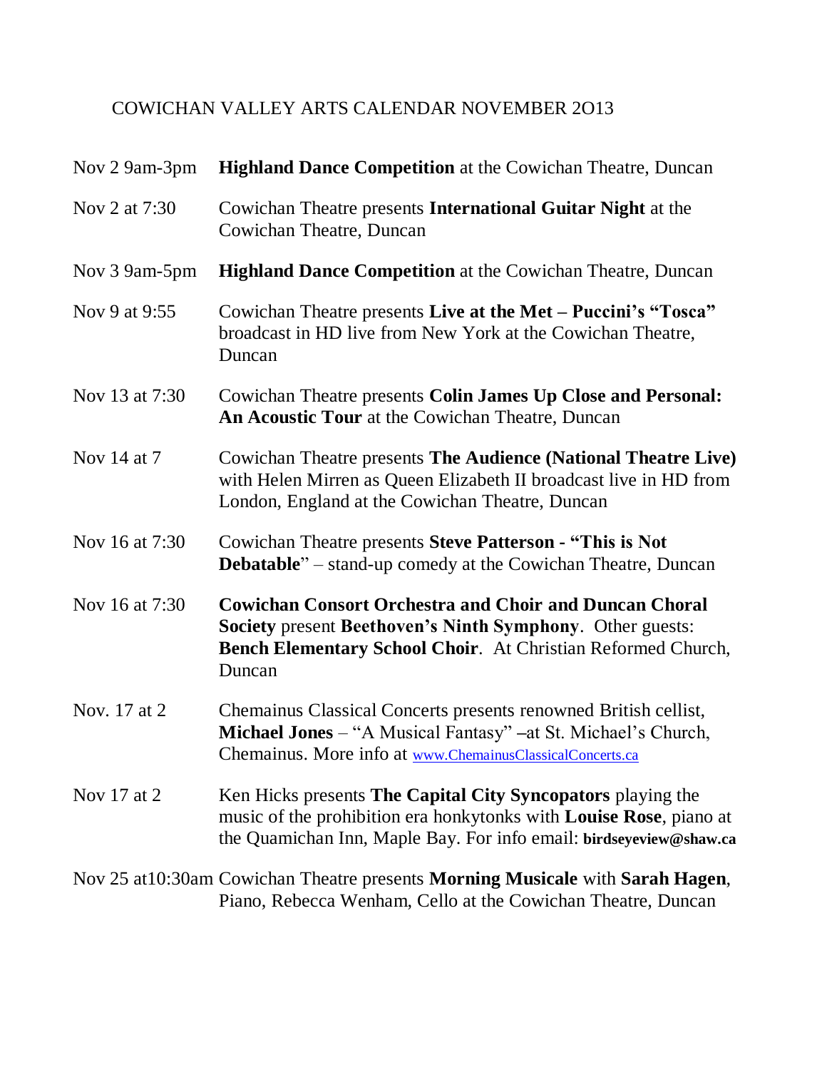# COWICHAN VALLEY ARTS CALENDAR NOVEMBER 2O13

| | |
|---|---|
| Nov 2 9am-3pm | **Highland Dance Competition** at the Cowichan Theatre, Duncan |
| Nov 2 at 7:30 | Cowichan Theatre presents **International Guitar Night** at the Cowichan Theatre, Duncan |
| Nov 3 9am-5pm | **Highland Dance Competition** at the Cowichan Theatre, Duncan |
| Nov 9 at 9:55 | Cowichan Theatre presents **Live at the Met – Puccini's "Tosca"** broadcast in HD live from New York at the Cowichan Theatre, Duncan |
| Nov 13 at 7:30 | Cowichan Theatre presents **Colin James Up Close and Personal: An Acoustic Tour** at the Cowichan Theatre, Duncan |
| Nov 14 at 7 | Cowichan Theatre presents **The Audience (National Theatre Live)** with Helen Mirren as Queen Elizabeth II broadcast live in HD from London, England at the Cowichan Theatre, Duncan |
| Nov 16 at 7:30 | Cowichan Theatre presents **Steve Patterson - "This is Not Debatable**" – stand-up comedy at the Cowichan Theatre, Duncan |
| Nov 16 at 7:30 | **Cowichan Consort Orchestra and Choir and Duncan Choral Society** present **Beethoven's Ninth Symphony**. Other guests: **Bench Elementary School Choir**. At Christian Reformed Church, Duncan |
| Nov. 17 at 2 | Chemainus Classical Concerts presents renowned British cellist, **Michael Jones** – "A Musical Fantasy" –at St. Michael's Church, Chemainus. More info at www.ChemainusClassicalConcerts.ca |
| Nov 17 at 2 | Ken Hicks presents **The Capital City Syncopators** playing the music of the prohibition era honkytonks with **Louise Rose**, piano at the Quamichan Inn, Maple Bay. For info email: **birdseyeview@shaw.ca** |
| Nov 25 at10:30am | Cowichan Theatre presents **Morning Musicale** with **Sarah Hagen**, Piano, Rebecca Wenham, Cello at the Cowichan Theatre, Duncan |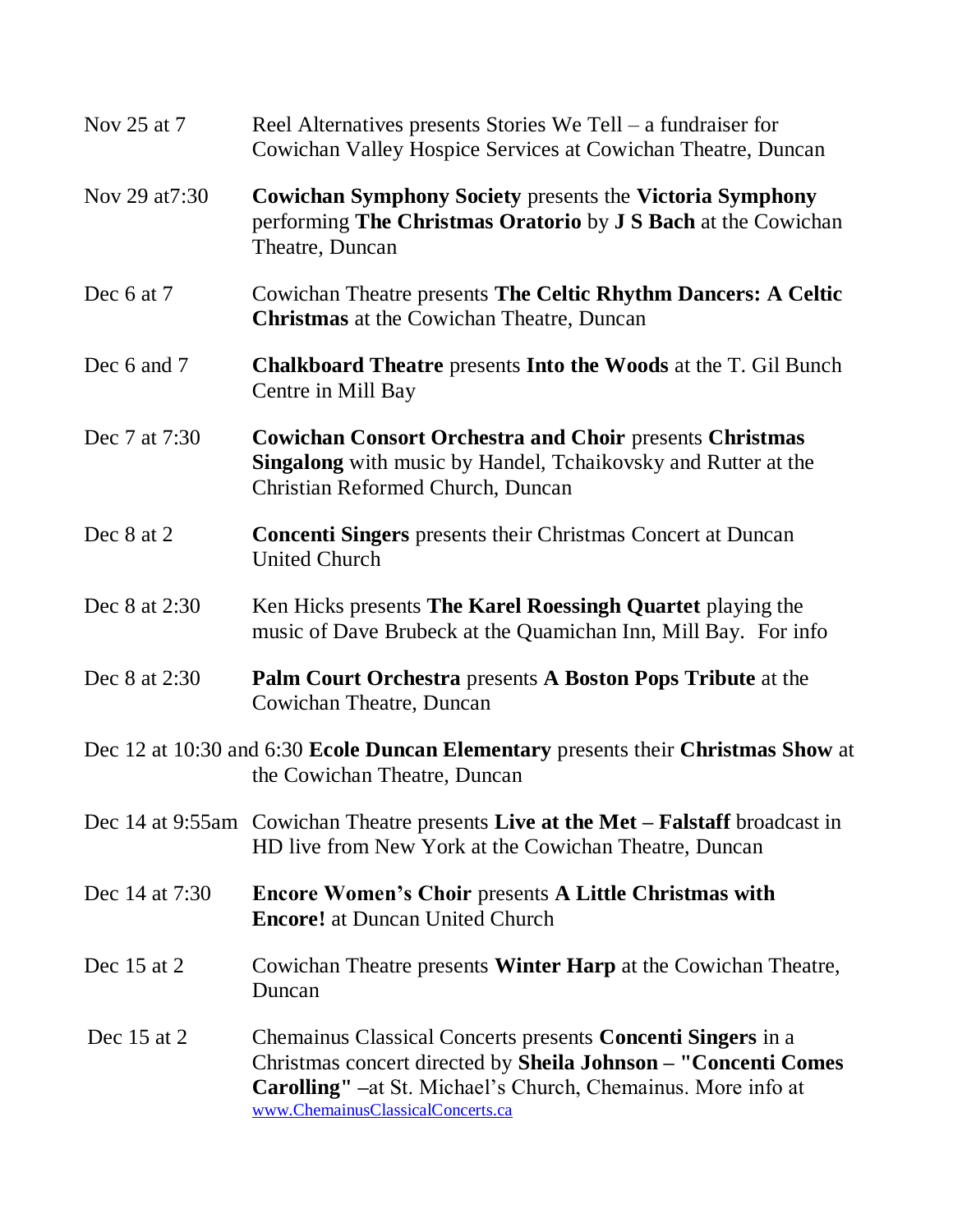Nov 25 at 7 — Reel Alternatives presents Stories We Tell – a fundraiser for Cowichan Valley Hospice Services at Cowichan Theatre, Duncan

Nov 29 at7:30 — **Cowichan Symphony Society** presents the **Victoria Symphony** performing **The Christmas Oratorio** by **J S Bach** at the Cowichan Theatre, Duncan

Dec 6 at 7 — Cowichan Theatre presents **The Celtic Rhythm Dancers: A Celtic Christmas** at the Cowichan Theatre, Duncan

Dec 6 and 7 — **Chalkboard Theatre** presents **Into the Woods** at the T. Gil Bunch Centre in Mill Bay

Dec 7 at 7:30 — **Cowichan Consort Orchestra and Choir** presents **Christmas Singalong** with music by Handel, Tchaikovsky and Rutter at the Christian Reformed Church, Duncan

Dec 8 at 2 — **Concenti Singers** presents their Christmas Concert at Duncan United Church

Dec 8 at 2:30 — Ken Hicks presents **The Karel Roessingh Quartet** playing the music of Dave Brubeck at the Quamichan Inn, Mill Bay. For info

Dec 8 at 2:30 — **Palm Court Orchestra** presents **A Boston Pops Tribute** at the Cowichan Theatre, Duncan

Dec 12 at 10:30 and 6:30 **Ecole Duncan Elementary** presents their **Christmas Show** at the Cowichan Theatre, Duncan

Dec 14 at 9:55am — Cowichan Theatre presents **Live at the Met – Falstaff** broadcast in HD live from New York at the Cowichan Theatre, Duncan

Dec 14 at 7:30 — **Encore Women's Choir** presents **A Little Christmas with Encore!** at Duncan United Church

Dec 15 at 2 — Cowichan Theatre presents **Winter Harp** at the Cowichan Theatre, Duncan

Dec 15 at 2 — Chemainus Classical Concerts presents **Concenti Singers** in a Christmas concert directed by **Sheila Johnson – "Concenti Comes Carolling"** –at St. Michael's Church, Chemainus. More info at www.ChemainusClassicalConcerts.ca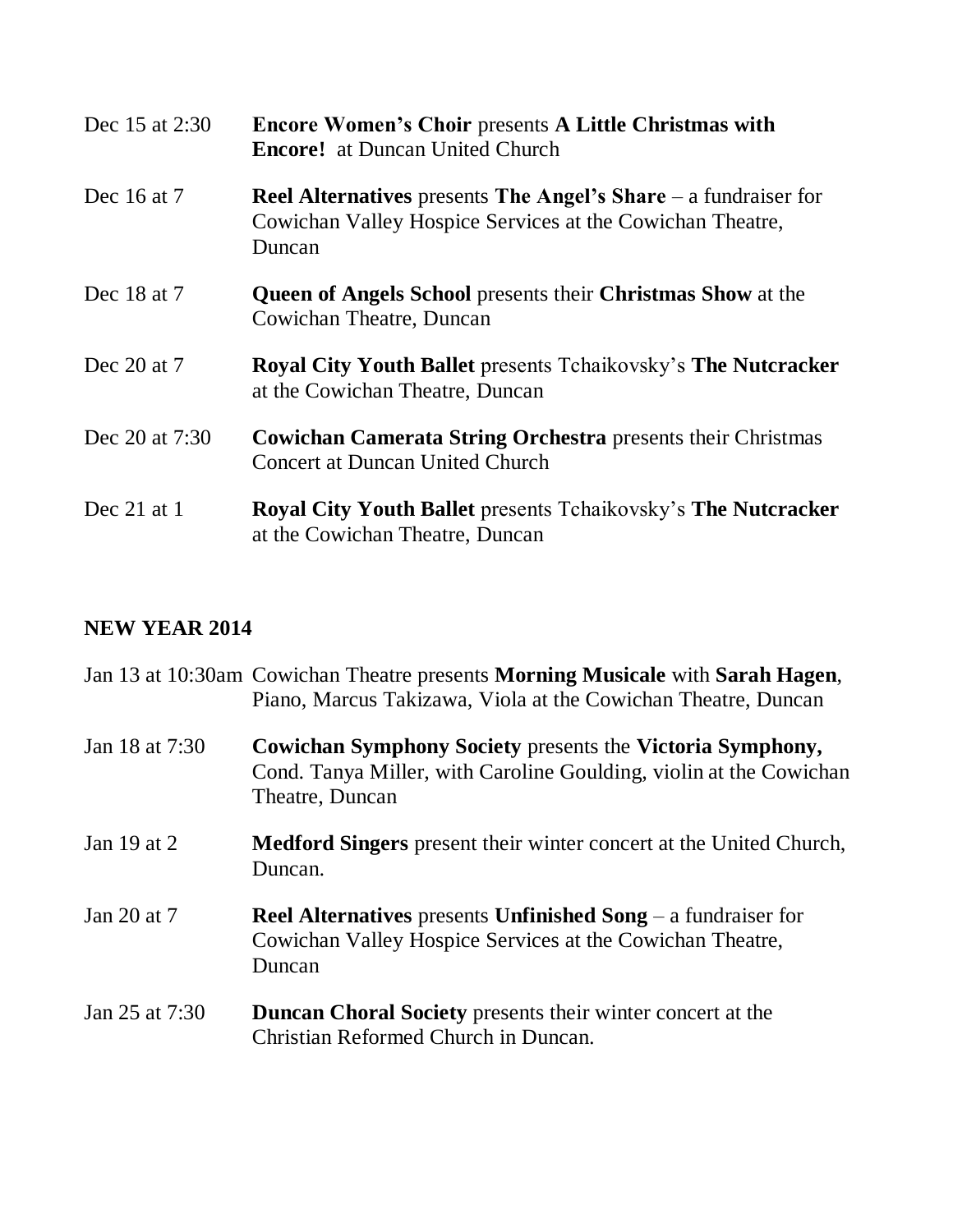Dec 15 at 2:30 **Encore Women's Choir** presents **A Little Christmas with Encore!** at Duncan United Church

Dec 16 at 7 **Reel Alternatives** presents **The Angel's Share** – a fundraiser for Cowichan Valley Hospice Services at the Cowichan Theatre, Duncan

Dec 18 at 7 **Queen of Angels School** presents their **Christmas Show** at the Cowichan Theatre, Duncan

Dec 20 at 7 **Royal City Youth Ballet** presents Tchaikovsky's **The Nutcracker** at the Cowichan Theatre, Duncan

Dec 20 at 7:30 **Cowichan Camerata String Orchestra** presents their Christmas Concert at Duncan United Church

Dec 21 at 1 **Royal City Youth Ballet** presents Tchaikovsky's **The Nutcracker** at the Cowichan Theatre, Duncan

**NEW YEAR 2014**

Jan 13 at 10:30am Cowichan Theatre presents **Morning Musicale** with **Sarah Hagen**, Piano, Marcus Takizawa, Viola at the Cowichan Theatre, Duncan

Jan 18 at 7:30 **Cowichan Symphony Society** presents the **Victoria Symphony,** Cond. Tanya Miller, with Caroline Goulding, violin at the Cowichan Theatre, Duncan

Jan 19 at 2 **Medford Singers** present their winter concert at the United Church, Duncan.

Jan 20 at 7 **Reel Alternatives** presents **Unfinished Song** – a fundraiser for Cowichan Valley Hospice Services at the Cowichan Theatre, Duncan

Jan 25 at 7:30 **Duncan Choral Society** presents their winter concert at the Christian Reformed Church in Duncan.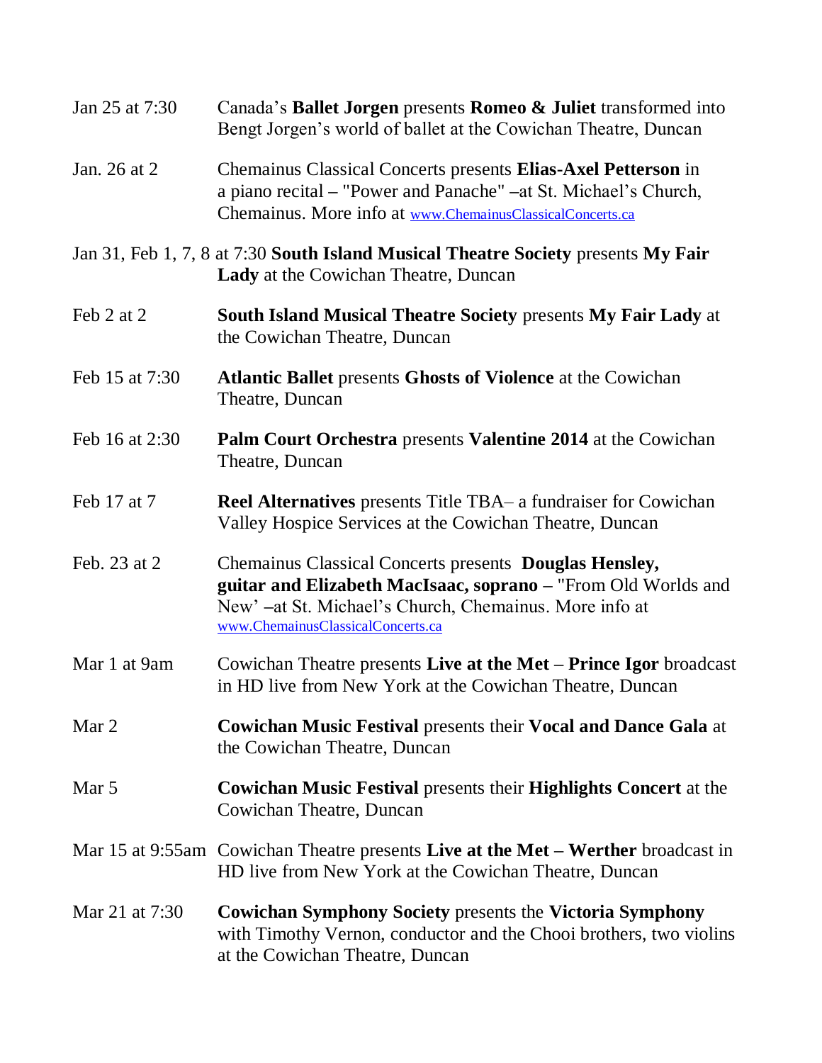Jan 25 at 7:30 — Canada's **Ballet Jorgen** presents **Romeo & Juliet** transformed into Bengt Jorgen's world of ballet at the Cowichan Theatre, Duncan

Jan. 26 at 2 — Chemainus Classical Concerts presents **Elias-Axel Petterson** in a piano recital **–** "Power and Panache" **–**at St. Michael's Church, Chemainus. More info at www.ChemainusClassicalConcerts.ca

Jan 31, Feb 1, 7, 8 at 7:30 **South Island Musical Theatre Society** presents **My Fair Lady** at the Cowichan Theatre, Duncan

Feb 2 at 2 — **South Island Musical Theatre Society** presents **My Fair Lady** at the Cowichan Theatre, Duncan

Feb 15 at 7:30 — **Atlantic Ballet** presents **Ghosts of Violence** at the Cowichan Theatre, Duncan

Feb 16 at 2:30 — **Palm Court Orchestra** presents **Valentine 2014** at the Cowichan Theatre, Duncan

Feb 17 at 7 — **Reel Alternatives** presents Title TBA– a fundraiser for Cowichan Valley Hospice Services at the Cowichan Theatre, Duncan

Feb. 23 at 2 — Chemainus Classical Concerts presents **Douglas Hensley, guitar and Elizabeth MacIsaac, soprano –** "From Old Worlds and New' –at St. Michael's Church, Chemainus. More info at www.ChemainusClassicalConcerts.ca

Mar 1 at 9am — Cowichan Theatre presents **Live at the Met – Prince Igor** broadcast in HD live from New York at the Cowichan Theatre, Duncan

Mar 2 — **Cowichan Music Festival** presents their **Vocal and Dance Gala** at the Cowichan Theatre, Duncan

Mar 5 — **Cowichan Music Festival** presents their **Highlights Concert** at the Cowichan Theatre, Duncan

Mar 15 at 9:55am — Cowichan Theatre presents **Live at the Met – Werther** broadcast in HD live from New York at the Cowichan Theatre, Duncan

Mar 21 at 7:30 — **Cowichan Symphony Society** presents the **Victoria Symphony** with Timothy Vernon, conductor and the Chooi brothers, two violins at the Cowichan Theatre, Duncan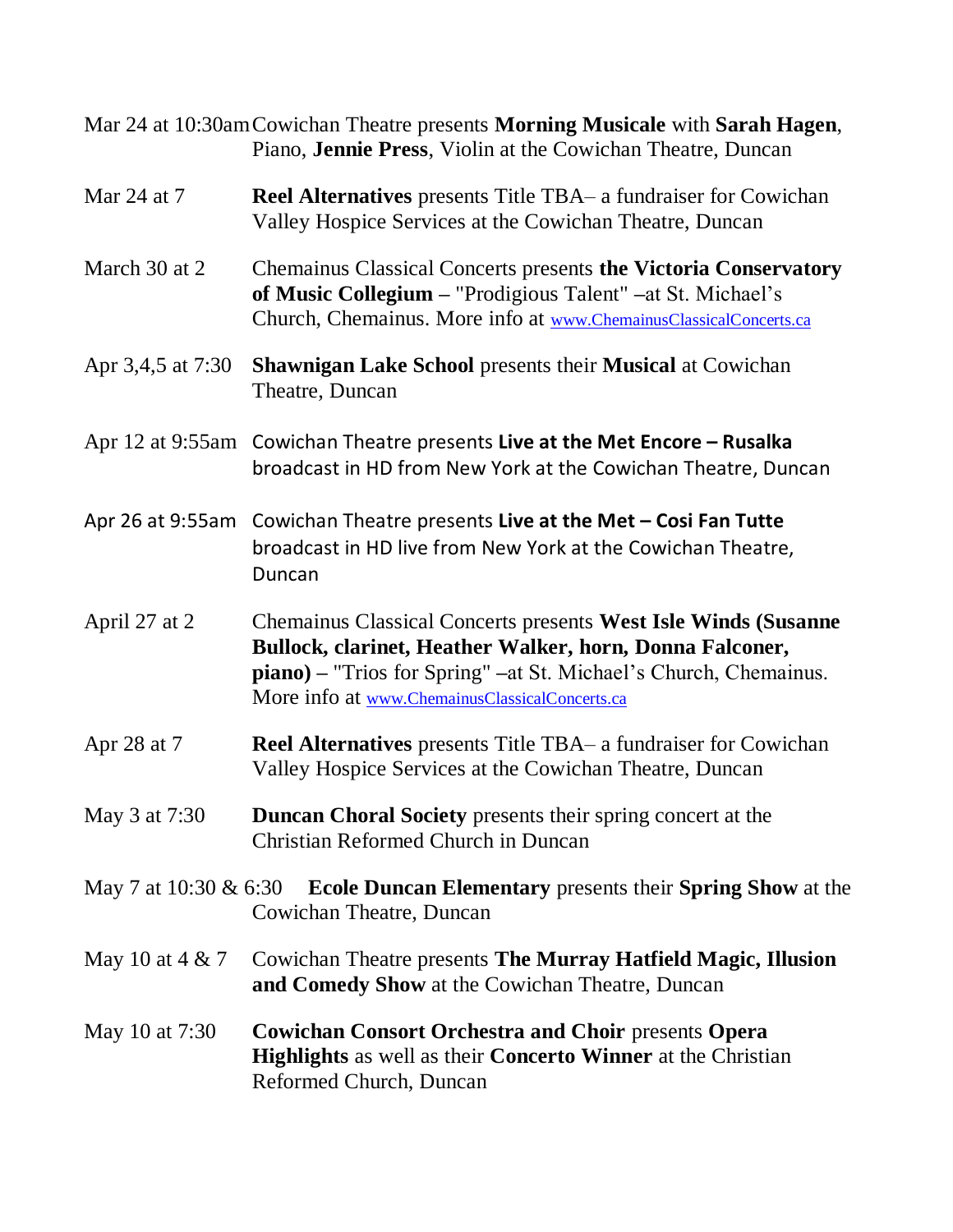Mar 24 at 10:30am Cowichan Theatre presents **Morning Musicale** with **Sarah Hagen**, Piano, **Jennie Press**, Violin at the Cowichan Theatre, Duncan

Mar 24 at 7 **Reel Alternatives** presents Title TBA– a fundraiser for Cowichan Valley Hospice Services at the Cowichan Theatre, Duncan

March 30 at 2 Chemainus Classical Concerts presents **the Victoria Conservatory of Music Collegium** – "Prodigious Talent" –at St. Michael's Church, Chemainus. More info at www.ChemainusClassicalConcerts.ca

Apr 3,4,5 at 7:30 **Shawnigan Lake School** presents their **Musical** at Cowichan Theatre, Duncan

Apr 12 at 9:55am Cowichan Theatre presents **Live at the Met Encore – Rusalka** broadcast in HD from New York at the Cowichan Theatre, Duncan

Apr 26 at 9:55am Cowichan Theatre presents **Live at the Met – Cosi Fan Tutte** broadcast in HD live from New York at the Cowichan Theatre, Duncan

April 27 at 2 Chemainus Classical Concerts presents **West Isle Winds (Susanne Bullock, clarinet, Heather Walker, horn, Donna Falconer, piano)** – "Trios for Spring" –at St. Michael's Church, Chemainus. More info at www.ChemainusClassicalConcerts.ca

Apr 28 at 7 **Reel Alternatives** presents Title TBA– a fundraiser for Cowichan Valley Hospice Services at the Cowichan Theatre, Duncan

May 3 at 7:30 **Duncan Choral Society** presents their spring concert at the Christian Reformed Church in Duncan

May 7 at 10:30 & 6:30 **Ecole Duncan Elementary** presents their **Spring Show** at the Cowichan Theatre, Duncan

May 10 at 4 & 7 Cowichan Theatre presents **The Murray Hatfield Magic, Illusion and Comedy Show** at the Cowichan Theatre, Duncan

May 10 at 7:30 **Cowichan Consort Orchestra and Choir** presents **Opera Highlights** as well as their **Concerto Winner** at the Christian Reformed Church, Duncan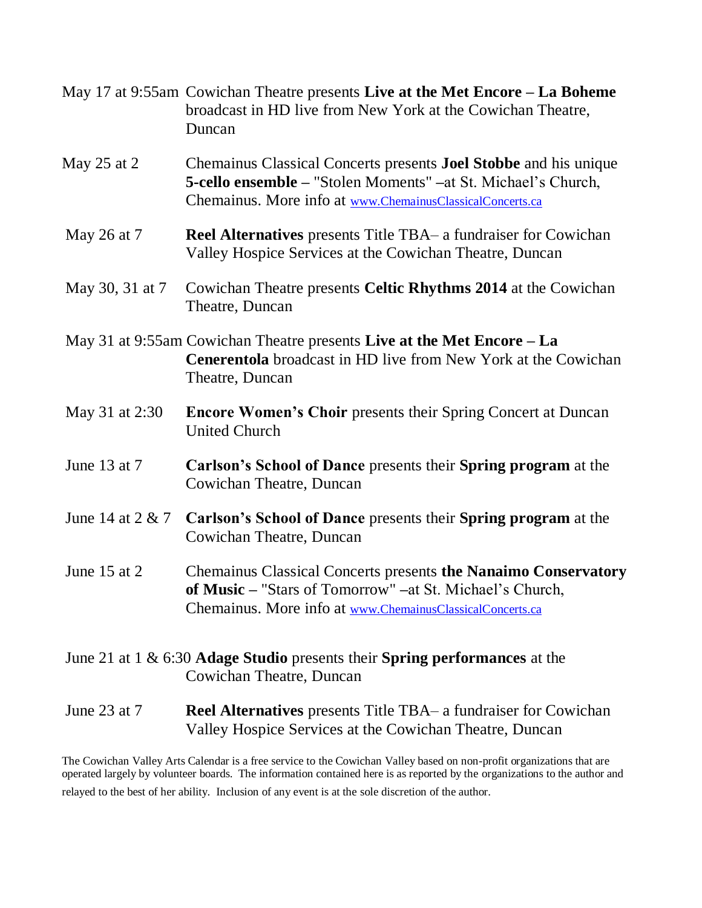May 17 at 9:55am Cowichan Theatre presents **Live at the Met Encore – La Boheme** broadcast in HD live from New York at the Cowichan Theatre, Duncan

May 25 at 2 Chemainus Classical Concerts presents **Joel Stobbe** and his unique **5-cello ensemble –** "Stolen Moments" –at St. Michael's Church, Chemainus. More info at www.ChemainusClassicalConcerts.ca

May 26 at 7 **Reel Alternatives** presents Title TBA– a fundraiser for Cowichan Valley Hospice Services at the Cowichan Theatre, Duncan

May 30, 31 at 7 Cowichan Theatre presents **Celtic Rhythms 2014** at the Cowichan Theatre, Duncan

May 31 at 9:55am Cowichan Theatre presents **Live at the Met Encore – La Cenerentola** broadcast in HD live from New York at the Cowichan Theatre, Duncan

May 31 at 2:30 **Encore Women's Choir** presents their Spring Concert at Duncan United Church

June 13 at 7 **Carlson's School of Dance** presents their **Spring program** at the Cowichan Theatre, Duncan

June 14 at 2 & 7 **Carlson's School of Dance** presents their **Spring program** at the Cowichan Theatre, Duncan

June 15 at 2 Chemainus Classical Concerts presents **the Nanaimo Conservatory of Music –** "Stars of Tomorrow" –at St. Michael's Church, Chemainus. More info at www.ChemainusClassicalConcerts.ca

June 21 at 1 & 6:30 **Adage Studio** presents their **Spring performances** at the Cowichan Theatre, Duncan

June 23 at 7 **Reel Alternatives** presents Title TBA– a fundraiser for Cowichan Valley Hospice Services at the Cowichan Theatre, Duncan

The Cowichan Valley Arts Calendar is a free service to the Cowichan Valley based on non-profit organizations that are operated largely by volunteer boards. The information contained here is as reported by the organizations to the author and relayed to the best of her ability. Inclusion of any event is at the sole discretion of the author.